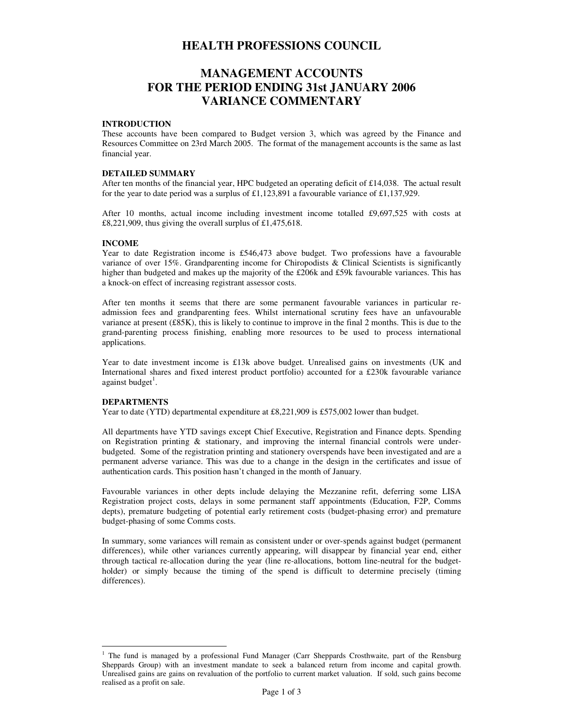# HEALTH PROFESSIONS COUNCIL

## MANAGEMENT ACCOUNTS
## FOR THE PERIOD ENDING 31st JANUARY 2006
## VARIANCE COMMENTARY

**INTRODUCTION**

These accounts have been compared to Budget version 3, which was agreed by the Finance and Resources Committee on 23rd March 2005. The format of the management accounts is the same as last financial year.

**DETAILED SUMMARY**

After ten months of the financial year, HPC budgeted an operating deficit of £14,038. The actual result for the year to date period was a surplus of £1,123,891 a favourable variance of £1,137,929.

After 10 months, actual income including investment income totalled £9,697,525 with costs at £8,221,909, thus giving the overall surplus of £1,475,618.

**INCOME**

Year to date Registration income is £546,473 above budget. Two professions have a favourable variance of over 15%. Grandparenting income for Chiropodists & Clinical Scientists is significantly higher than budgeted and makes up the majority of the £206k and £59k favourable variances. This has a knock-on effect of increasing registrant assessor costs.

After ten months it seems that there are some permanent favourable variances in particular re-admission fees and grandparenting fees. Whilst international scrutiny fees have an unfavourable variance at present (£85K), this is likely to continue to improve in the final 2 months. This is due to the grand-parenting process finishing, enabling more resources to be used to process international applications.

Year to date investment income is £13k above budget. Unrealised gains on investments (UK and International shares and fixed interest product portfolio) accounted for a £230k favourable variance against budget[1].

**DEPARTMENTS**

Year to date (YTD) departmental expenditure at £8,221,909 is £575,002 lower than budget.

All departments have YTD savings except Chief Executive, Registration and Finance depts. Spending on Registration printing & stationary, and improving the internal financial controls were under-budgeted. Some of the registration printing and stationery overspends have been investigated and are a permanent adverse variance. This was due to a change in the design in the certificates and issue of authentication cards. This position hasn't changed in the month of January.

Favourable variances in other depts include delaying the Mezzanine refit, deferring some LISA Registration project costs, delays in some permanent staff appointments (Education, F2P, Comms depts), premature budgeting of potential early retirement costs (budget-phasing error) and premature budget-phasing of some Comms costs.

In summary, some variances will remain as consistent under or over-spends against budget (permanent differences), while other variances currently appearing, will disappear by financial year end, either through tactical re-allocation during the year (line re-allocations, bottom line-neutral for the budget-holder) or simply because the timing of the spend is difficult to determine precisely (timing differences).

---

[1] The fund is managed by a professional Fund Manager (Carr Sheppards Crosthwaite, part of the Rensburg Sheppards Group) with an investment mandate to seek a balanced return from income and capital growth. Unrealised gains are gains on revaluation of the portfolio to current market valuation. If sold, such gains become realised as a profit on sale.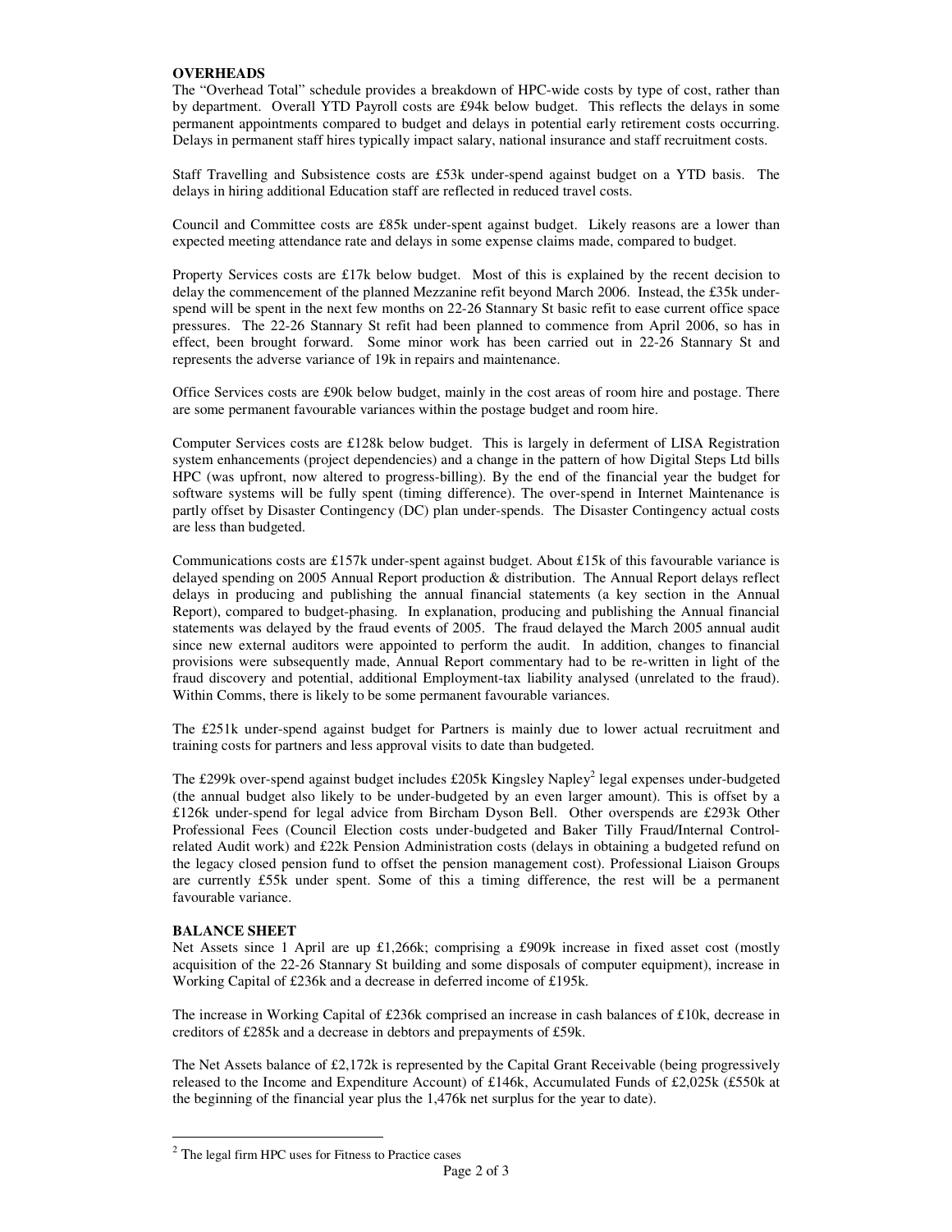**OVERHEADS**

The "Overhead Total" schedule provides a breakdown of HPC-wide costs by type of cost, rather than by department. Overall YTD Payroll costs are £94k below budget. This reflects the delays in some permanent appointments compared to budget and delays in potential early retirement costs occurring. Delays in permanent staff hires typically impact salary, national insurance and staff recruitment costs.

Staff Travelling and Subsistence costs are £53k under-spend against budget on a YTD basis. The delays in hiring additional Education staff are reflected in reduced travel costs.

Council and Committee costs are £85k under-spent against budget. Likely reasons are a lower than expected meeting attendance rate and delays in some expense claims made, compared to budget.

Property Services costs are £17k below budget. Most of this is explained by the recent decision to delay the commencement of the planned Mezzanine refit beyond March 2006. Instead, the £35k under-spend will be spent in the next few months on 22-26 Stannary St basic refit to ease current office space pressures. The 22-26 Stannary St refit had been planned to commence from April 2006, so has in effect, been brought forward. Some minor work has been carried out in 22-26 Stannary St and represents the adverse variance of 19k in repairs and maintenance.

Office Services costs are £90k below budget, mainly in the cost areas of room hire and postage. There are some permanent favourable variances within the postage budget and room hire.

Computer Services costs are £128k below budget. This is largely in deferment of LISA Registration system enhancements (project dependencies) and a change in the pattern of how Digital Steps Ltd bills HPC (was upfront, now altered to progress-billing). By the end of the financial year the budget for software systems will be fully spent (timing difference). The over-spend in Internet Maintenance is partly offset by Disaster Contingency (DC) plan under-spends. The Disaster Contingency actual costs are less than budgeted.

Communications costs are £157k under-spent against budget. About £15k of this favourable variance is delayed spending on 2005 Annual Report production & distribution. The Annual Report delays reflect delays in producing and publishing the annual financial statements (a key section in the Annual Report), compared to budget-phasing. In explanation, producing and publishing the Annual financial statements was delayed by the fraud events of 2005. The fraud delayed the March 2005 annual audit since new external auditors were appointed to perform the audit. In addition, changes to financial provisions were subsequently made, Annual Report commentary had to be re-written in light of the fraud discovery and potential, additional Employment-tax liability analysed (unrelated to the fraud). Within Comms, there is likely to be some permanent favourable variances.

The £251k under-spend against budget for Partners is mainly due to lower actual recruitment and training costs for partners and less approval visits to date than budgeted.

The £299k over-spend against budget includes £205k Kingsley Napley[2] legal expenses under-budgeted (the annual budget also likely to be under-budgeted by an even larger amount). This is offset by a £126k under-spend for legal advice from Bircham Dyson Bell. Other overspends are £293k Other Professional Fees (Council Election costs under-budgeted and Baker Tilly Fraud/Internal Control-related Audit work) and £22k Pension Administration costs (delays in obtaining a budgeted refund on the legacy closed pension fund to offset the pension management cost). Professional Liaison Groups are currently £55k under spent. Some of this a timing difference, the rest will be a permanent favourable variance.

**BALANCE SHEET**

Net Assets since 1 April are up £1,266k; comprising a £909k increase in fixed asset cost (mostly acquisition of the 22-26 Stannary St building and some disposals of computer equipment), increase in Working Capital of £236k and a decrease in deferred income of £195k.

The increase in Working Capital of £236k comprised an increase in cash balances of £10k, decrease in creditors of £285k and a decrease in debtors and prepayments of £59k.

The Net Assets balance of £2,172k is represented by the Capital Grant Receivable (being progressively released to the Income and Expenditure Account) of £146k, Accumulated Funds of £2,025k (£550k at the beginning of the financial year plus the 1,476k net surplus for the year to date).

---

[2] The legal firm HPC uses for Fitness to Practice cases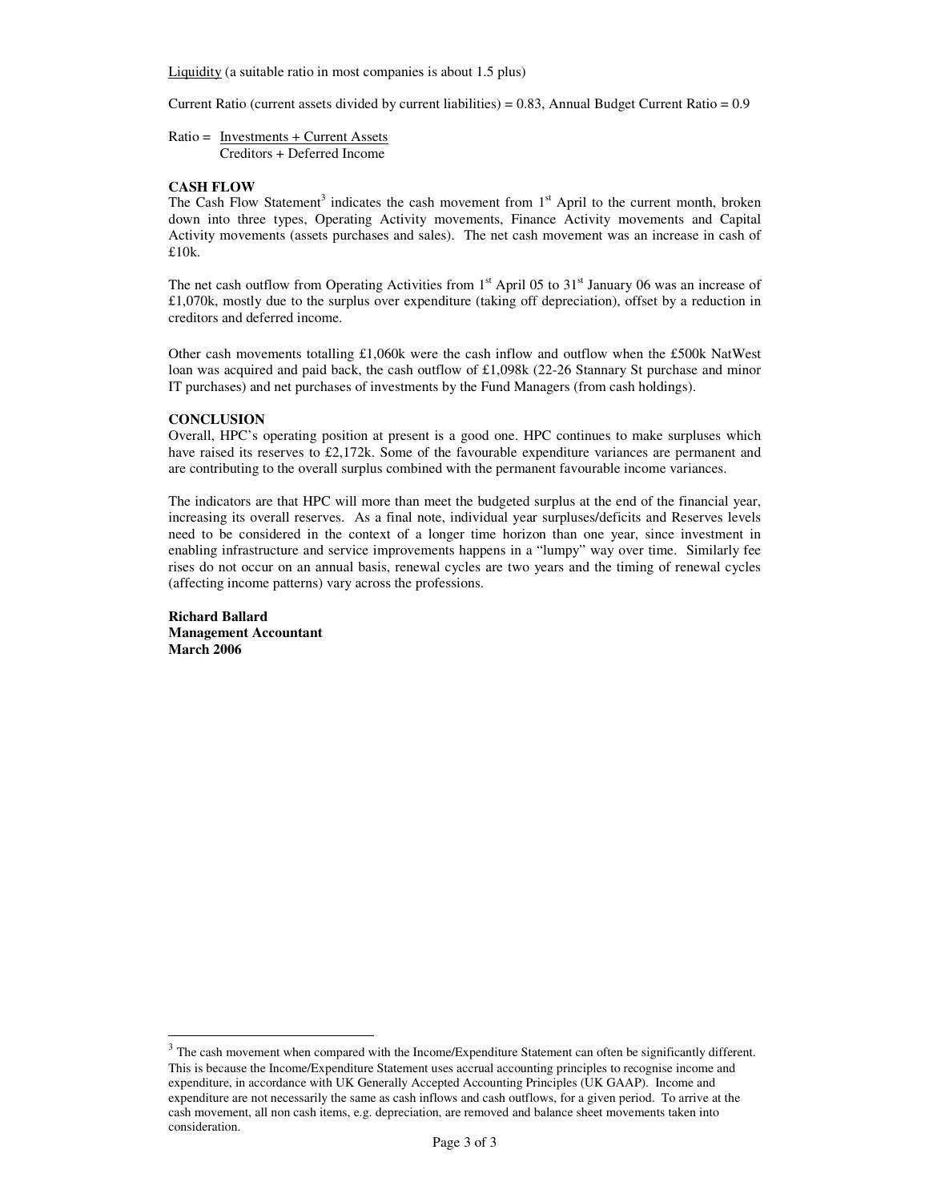Liquidity (a suitable ratio in most companies is about 1.5 plus)

Current Ratio (current assets divided by current liabilities) = 0.83, Annual Budget Current Ratio = 0.9

$$\text{Ratio} = \frac{\text{Investments + Current Assets}}{\text{Creditors + Deferred Income}}$$

**CASH FLOW**

The Cash Flow Statement[3] indicates the cash movement from 1st April to the current month, broken down into three types, Operating Activity movements, Finance Activity movements and Capital Activity movements (assets purchases and sales). The net cash movement was an increase in cash of £10k.

The net cash outflow from Operating Activities from 1st April 05 to 31st January 06 was an increase of £1,070k, mostly due to the surplus over expenditure (taking off depreciation), offset by a reduction in creditors and deferred income.

Other cash movements totalling £1,060k were the cash inflow and outflow when the £500k NatWest loan was acquired and paid back, the cash outflow of £1,098k (22-26 Stannary St purchase and minor IT purchases) and net purchases of investments by the Fund Managers (from cash holdings).

**CONCLUSION**

Overall, HPC's operating position at present is a good one. HPC continues to make surpluses which have raised its reserves to £2,172k. Some of the favourable expenditure variances are permanent and are contributing to the overall surplus combined with the permanent favourable income variances.

The indicators are that HPC will more than meet the budgeted surplus at the end of the financial year, increasing its overall reserves. As a final note, individual year surpluses/deficits and Reserves levels need to be considered in the context of a longer time horizon than one year, since investment in enabling infrastructure and service improvements happens in a "lumpy" way over time. Similarly fee rises do not occur on an annual basis, renewal cycles are two years and the timing of renewal cycles (affecting income patterns) vary across the professions.

**Richard Ballard**
**Management Accountant**
**March 2006**

[3] The cash movement when compared with the Income/Expenditure Statement can often be significantly different. This is because the Income/Expenditure Statement uses accrual accounting principles to recognise income and expenditure, in accordance with UK Generally Accepted Accounting Principles (UK GAAP). Income and expenditure are not necessarily the same as cash inflows and cash outflows, for a given period. To arrive at the cash movement, all non cash items, e.g. depreciation, are removed and balance sheet movements taken into consideration.